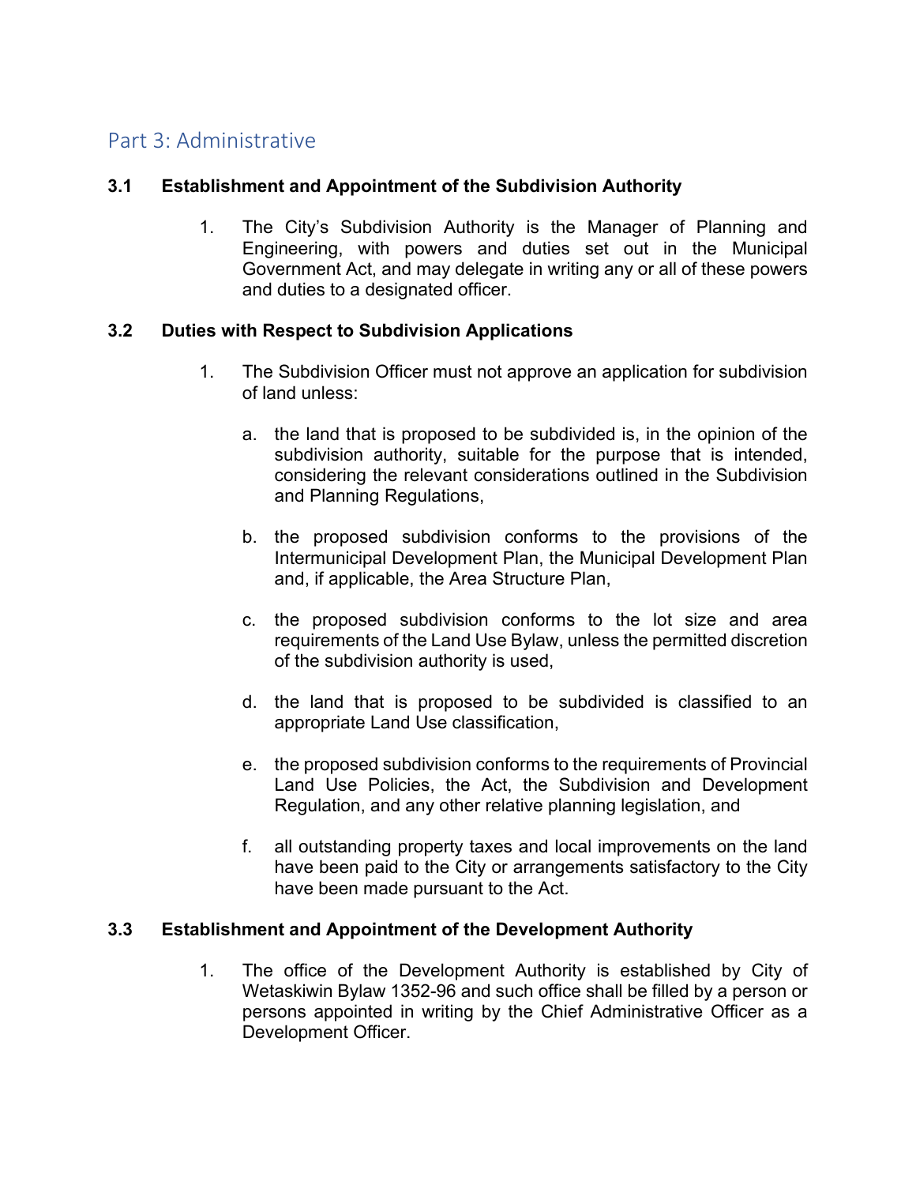# Part 3: Administrative

### 3.1 Establishment and Appointment of the Subdivision Authority

1. The City's Subdivision Authority is the Manager of Planning and Engineering, with powers and duties set out in the Municipal Government Act, and may delegate in writing any or all of these powers and duties to a designated officer.

### 3.2 Duties with Respect to Subdivision Applications

1. The Subdivision Officer must not approve an application for subdivision of land unless:

   a. the land that is proposed to be subdivided is, in the opinion of the subdivision authority, suitable for the purpose that is intended, considering the relevant considerations outlined in the Subdivision and Planning Regulations,

   b. the proposed subdivision conforms to the provisions of the Intermunicipal Development Plan, the Municipal Development Plan and, if applicable, the Area Structure Plan,

   c. the proposed subdivision conforms to the lot size and area requirements of the Land Use Bylaw, unless the permitted discretion of the subdivision authority is used,

   d. the land that is proposed to be subdivided is classified to an appropriate Land Use classification,

   e. the proposed subdivision conforms to the requirements of Provincial Land Use Policies, the Act, the Subdivision and Development Regulation, and any other relative planning legislation, and

   f. all outstanding property taxes and local improvements on the land have been paid to the City or arrangements satisfactory to the City have been made pursuant to the Act.

### 3.3 Establishment and Appointment of the Development Authority

1. The office of the Development Authority is established by City of Wetaskiwin Bylaw 1352-96 and such office shall be filled by a person or persons appointed in writing by the Chief Administrative Officer as a Development Officer.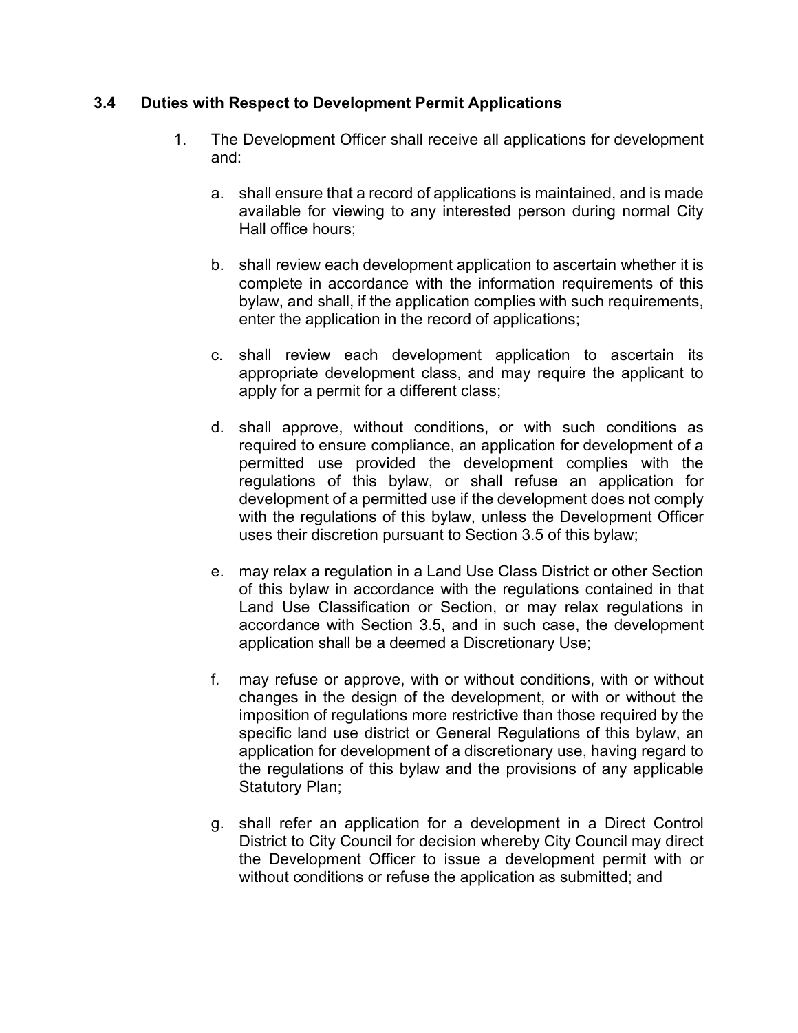### 3.4 Duties with Respect to Development Permit Applications

1. The Development Officer shall receive all applications for development and:

   a. shall ensure that a record of applications is maintained, and is made available for viewing to any interested person during normal City Hall office hours;

   b. shall review each development application to ascertain whether it is complete in accordance with the information requirements of this bylaw, and shall, if the application complies with such requirements, enter the application in the record of applications;

   c. shall review each development application to ascertain its appropriate development class, and may require the applicant to apply for a permit for a different class;

   d. shall approve, without conditions, or with such conditions as required to ensure compliance, an application for development of a permitted use provided the development complies with the regulations of this bylaw, or shall refuse an application for development of a permitted use if the development does not comply with the regulations of this bylaw, unless the Development Officer uses their discretion pursuant to Section 3.5 of this bylaw;

   e. may relax a regulation in a Land Use Class District or other Section of this bylaw in accordance with the regulations contained in that Land Use Classification or Section, or may relax regulations in accordance with Section 3.5, and in such case, the development application shall be a deemed a Discretionary Use;

   f. may refuse or approve, with or without conditions, with or without changes in the design of the development, or with or without the imposition of regulations more restrictive than those required by the specific land use district or General Regulations of this bylaw, an application for development of a discretionary use, having regard to the regulations of this bylaw and the provisions of any applicable Statutory Plan;

   g. shall refer an application for a development in a Direct Control District to City Council for decision whereby City Council may direct the Development Officer to issue a development permit with or without conditions or refuse the application as submitted; and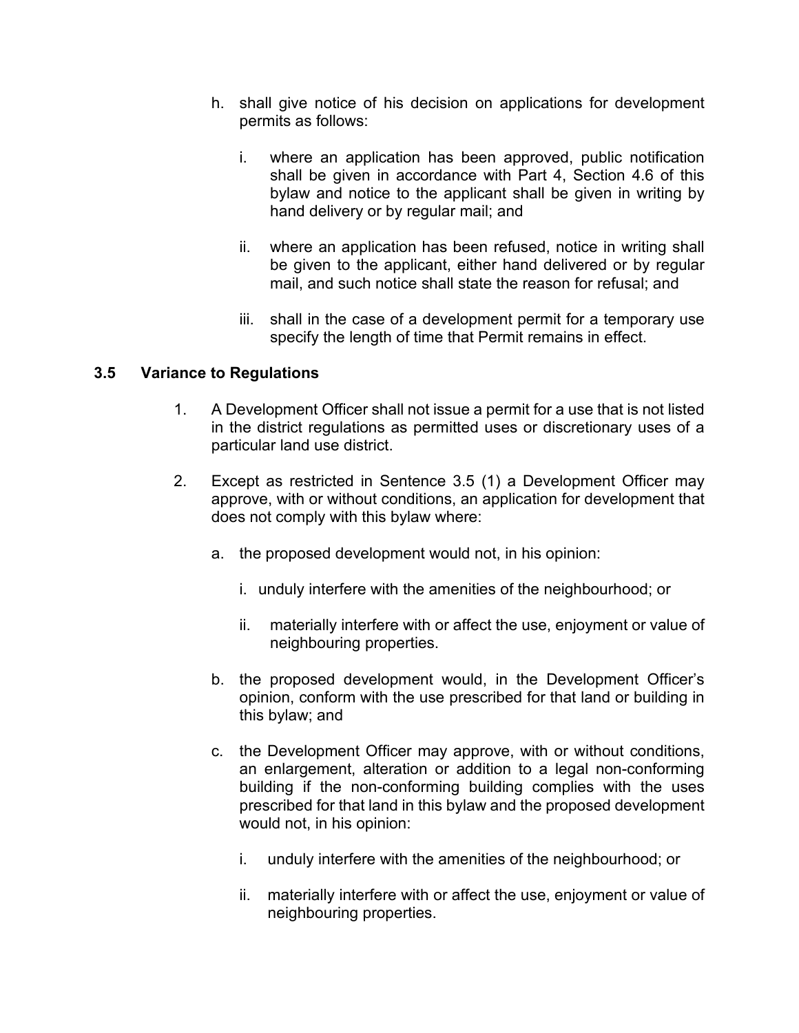h. shall give notice of his decision on applications for development permits as follows:

   i. where an application has been approved, public notification shall be given in accordance with Part 4, Section 4.6 of this bylaw and notice to the applicant shall be given in writing by hand delivery or by regular mail; and

   ii. where an application has been refused, notice in writing shall be given to the applicant, either hand delivered or by regular mail, and such notice shall state the reason for refusal; and

   iii. shall in the case of a development permit for a temporary use specify the length of time that Permit remains in effect.

### 3.5 Variance to Regulations

1. A Development Officer shall not issue a permit for a use that is not listed in the district regulations as permitted uses or discretionary uses of a particular land use district.

2. Except as restricted in Sentence 3.5 (1) a Development Officer may approve, with or without conditions, an application for development that does not comply with this bylaw where:

   a. the proposed development would not, in his opinion:

      i. unduly interfere with the amenities of the neighbourhood; or

      ii. materially interfere with or affect the use, enjoyment or value of neighbouring properties.

   b. the proposed development would, in the Development Officer's opinion, conform with the use prescribed for that land or building in this bylaw; and

   c. the Development Officer may approve, with or without conditions, an enlargement, alteration or addition to a legal non-conforming building if the non-conforming building complies with the uses prescribed for that land in this bylaw and the proposed development would not, in his opinion:

      i. unduly interfere with the amenities of the neighbourhood; or

      ii. materially interfere with or affect the use, enjoyment or value of neighbouring properties.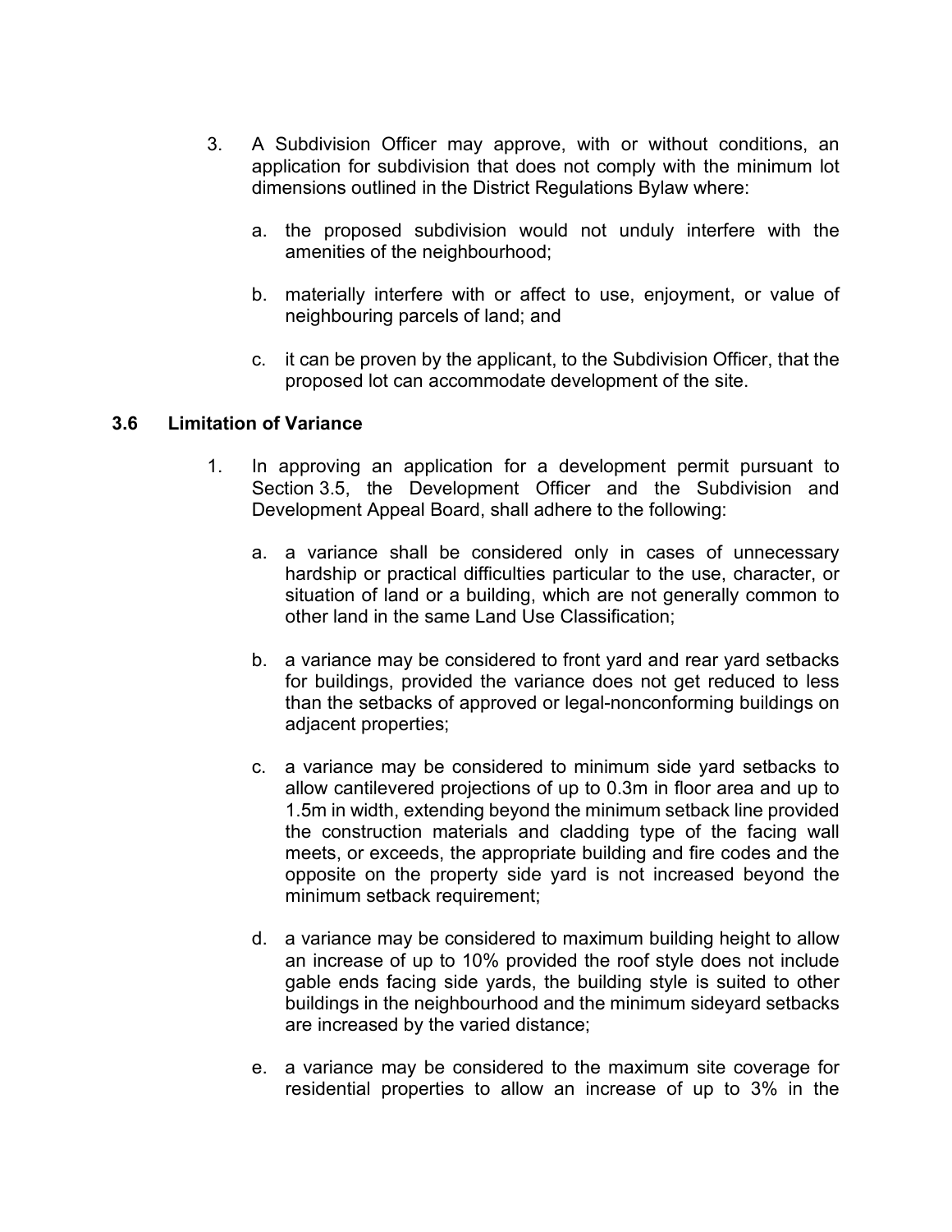3. A Subdivision Officer may approve, with or without conditions, an application for subdivision that does not comply with the minimum lot dimensions outlined in the District Regulations Bylaw where:

   a. the proposed subdivision would not unduly interfere with the amenities of the neighbourhood;

   b. materially interfere with or affect to use, enjoyment, or value of neighbouring parcels of land; and

   c. it can be proven by the applicant, to the Subdivision Officer, that the proposed lot can accommodate development of the site.

### 3.6 Limitation of Variance

1. In approving an application for a development permit pursuant to Section 3.5, the Development Officer and the Subdivision and Development Appeal Board, shall adhere to the following:

   a. a variance shall be considered only in cases of unnecessary hardship or practical difficulties particular to the use, character, or situation of land or a building, which are not generally common to other land in the same Land Use Classification;

   b. a variance may be considered to front yard and rear yard setbacks for buildings, provided the variance does not get reduced to less than the setbacks of approved or legal-nonconforming buildings on adjacent properties;

   c. a variance may be considered to minimum side yard setbacks to allow cantilevered projections of up to 0.3m in floor area and up to 1.5m in width, extending beyond the minimum setback line provided the construction materials and cladding type of the facing wall meets, or exceeds, the appropriate building and fire codes and the opposite on the property side yard is not increased beyond the minimum setback requirement;

   d. a variance may be considered to maximum building height to allow an increase of up to 10% provided the roof style does not include gable ends facing side yards, the building style is suited to other buildings in the neighbourhood and the minimum sideyard setbacks are increased by the varied distance;

   e. a variance may be considered to the maximum site coverage for residential properties to allow an increase of up to 3% in the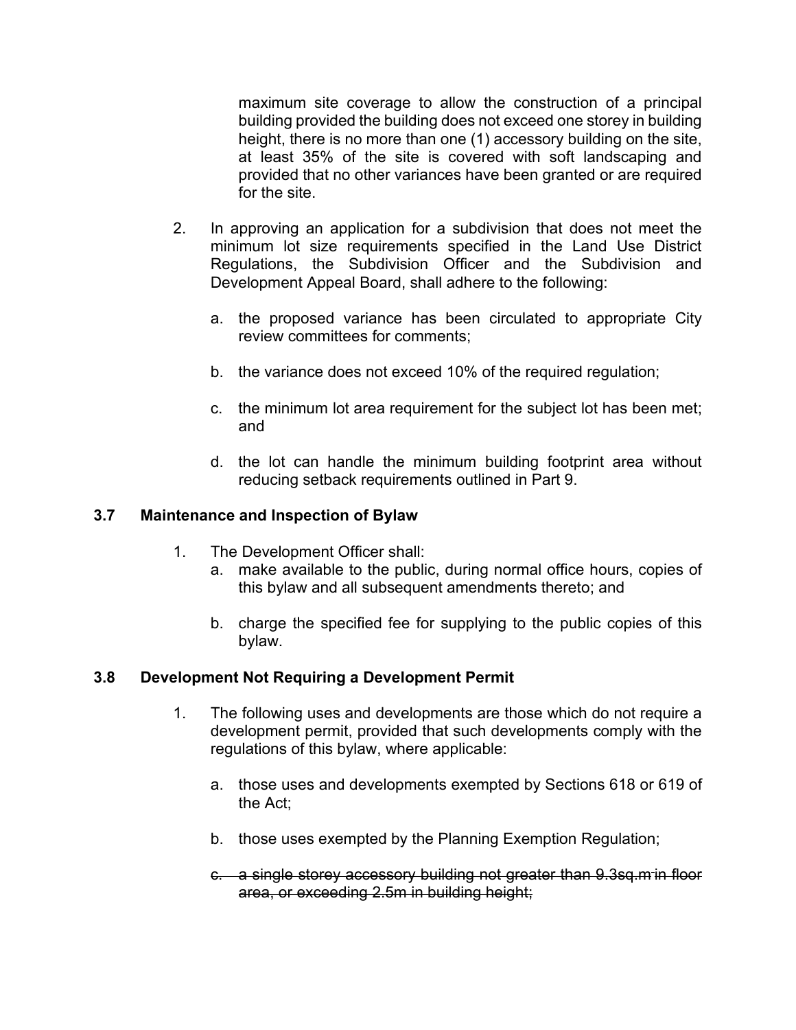maximum site coverage to allow the construction of a principal building provided the building does not exceed one storey in building height, there is no more than one (1) accessory building on the site, at least 35% of the site is covered with soft landscaping and provided that no other variances have been granted or are required for the site.

2. In approving an application for a subdivision that does not meet the minimum lot size requirements specified in the Land Use District Regulations, the Subdivision Officer and the Subdivision and Development Appeal Board, shall adhere to the following:

   a. the proposed variance has been circulated to appropriate City review committees for comments;

   b. the variance does not exceed 10% of the required regulation;

   c. the minimum lot area requirement for the subject lot has been met; and

   d. the lot can handle the minimum building footprint area without reducing setback requirements outlined in Part 9.

### 3.7 Maintenance and Inspection of Bylaw

1. The Development Officer shall:
   a. make available to the public, during normal office hours, copies of this bylaw and all subsequent amendments thereto; and

   b. charge the specified fee for supplying to the public copies of this bylaw.

### 3.8 Development Not Requiring a Development Permit

1. The following uses and developments are those which do not require a development permit, provided that such developments comply with the regulations of this bylaw, where applicable:

   a. those uses and developments exempted by Sections 618 or 619 of the Act;

   b. those uses exempted by the Planning Exemption Regulation;

   ~~c. a single storey accessory building not greater than 9.3sq.m in floor area, or exceeding 2.5m in building height;~~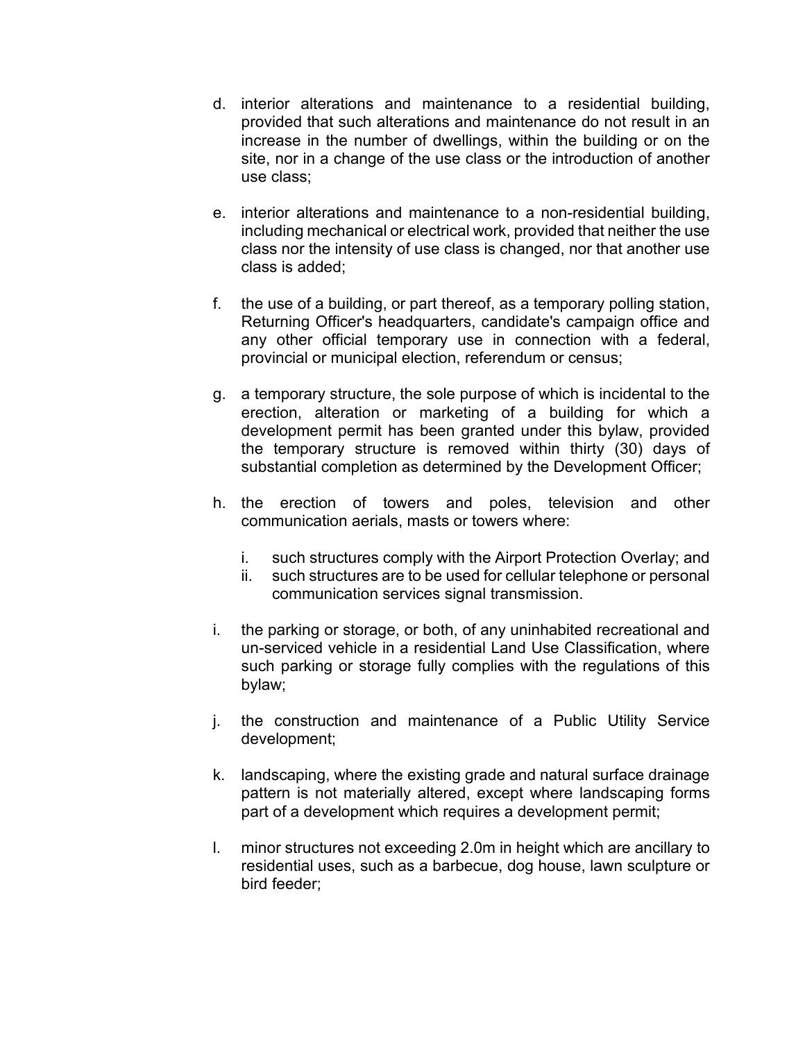d. interior alterations and maintenance to a residential building, provided that such alterations and maintenance do not result in an increase in the number of dwellings, within the building or on the site, nor in a change of the use class or the introduction of another use class;

e. interior alterations and maintenance to a non-residential building, including mechanical or electrical work, provided that neither the use class nor the intensity of use class is changed, nor that another use class is added;

f. the use of a building, or part thereof, as a temporary polling station, Returning Officer's headquarters, candidate's campaign office and any other official temporary use in connection with a federal, provincial or municipal election, referendum or census;

g. a temporary structure, the sole purpose of which is incidental to the erection, alteration or marketing of a building for which a development permit has been granted under this bylaw, provided the temporary structure is removed within thirty (30) days of substantial completion as determined by the Development Officer;

h. the erection of towers and poles, television and other communication aerials, masts or towers where:

   i. such structures comply with the Airport Protection Overlay; and
   ii. such structures are to be used for cellular telephone or personal communication services signal transmission.

i. the parking or storage, or both, of any uninhabited recreational and un-serviced vehicle in a residential Land Use Classification, where such parking or storage fully complies with the regulations of this bylaw;

j. the construction and maintenance of a Public Utility Service development;

k. landscaping, where the existing grade and natural surface drainage pattern is not materially altered, except where landscaping forms part of a development which requires a development permit;

l. minor structures not exceeding 2.0m in height which are ancillary to residential uses, such as a barbecue, dog house, lawn sculpture or bird feeder;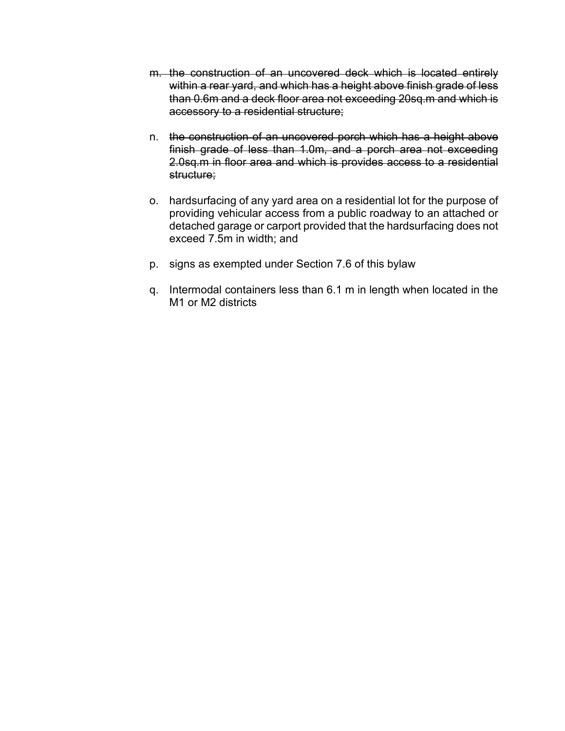m. ~~the construction of an uncovered deck which is located entirely within a rear yard, and which has a height above finish grade of less than 0.6m and a deck floor area not exceeding 20sq.m and which is accessory to a residential structure;~~

n. ~~the construction of an uncovered porch which has a height above finish grade of less than 1.0m, and a porch area not exceeding 2.0sq.m in floor area and which is provides access to a residential structure;~~

o. hardsurfacing of any yard area on a residential lot for the purpose of providing vehicular access from a public roadway to an attached or detached garage or carport provided that the hardsurfacing does not exceed 7.5m in width; and

p. signs as exempted under Section 7.6 of this bylaw

q. Intermodal containers less than 6.1 m in length when located in the M1 or M2 districts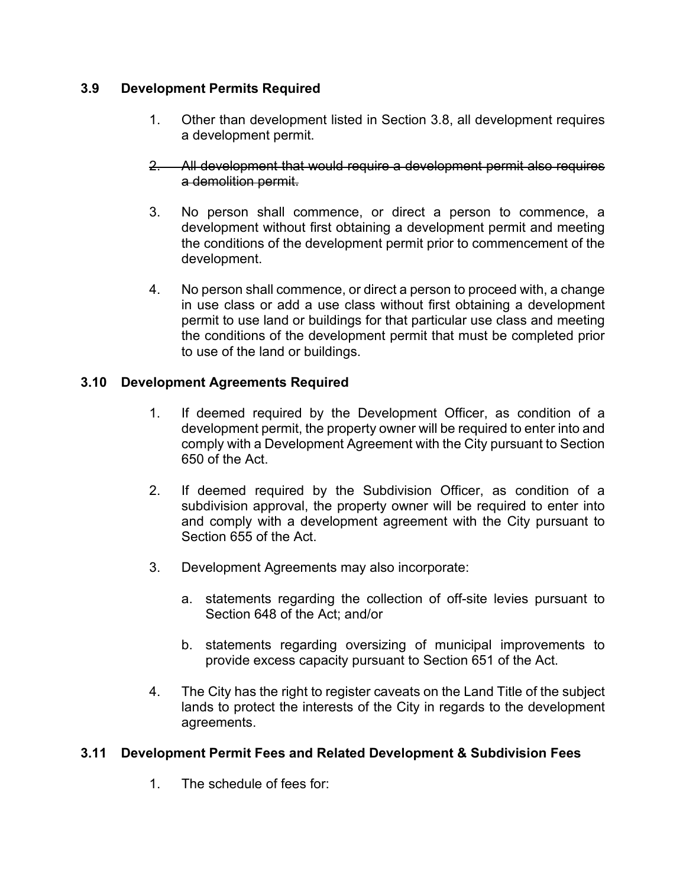### 3.9 Development Permits Required

1. Other than development listed in Section 3.8, all development requires a development permit.

2. ~~All development that would require a development permit also requires a demolition permit.~~

3. No person shall commence, or direct a person to commence, a development without first obtaining a development permit and meeting the conditions of the development permit prior to commencement of the development.

4. No person shall commence, or direct a person to proceed with, a change in use class or add a use class without first obtaining a development permit to use land or buildings for that particular use class and meeting the conditions of the development permit that must be completed prior to use of the land or buildings.

### 3.10 Development Agreements Required

1. If deemed required by the Development Officer, as condition of a development permit, the property owner will be required to enter into and comply with a Development Agreement with the City pursuant to Section 650 of the Act.

2. If deemed required by the Subdivision Officer, as condition of a subdivision approval, the property owner will be required to enter into and comply with a development agreement with the City pursuant to Section 655 of the Act.

3. Development Agreements may also incorporate:

   a. statements regarding the collection of off-site levies pursuant to Section 648 of the Act; and/or

   b. statements regarding oversizing of municipal improvements to provide excess capacity pursuant to Section 651 of the Act.

4. The City has the right to register caveats on the Land Title of the subject lands to protect the interests of the City in regards to the development agreements.

### 3.11 Development Permit Fees and Related Development & Subdivision Fees

1. The schedule of fees for: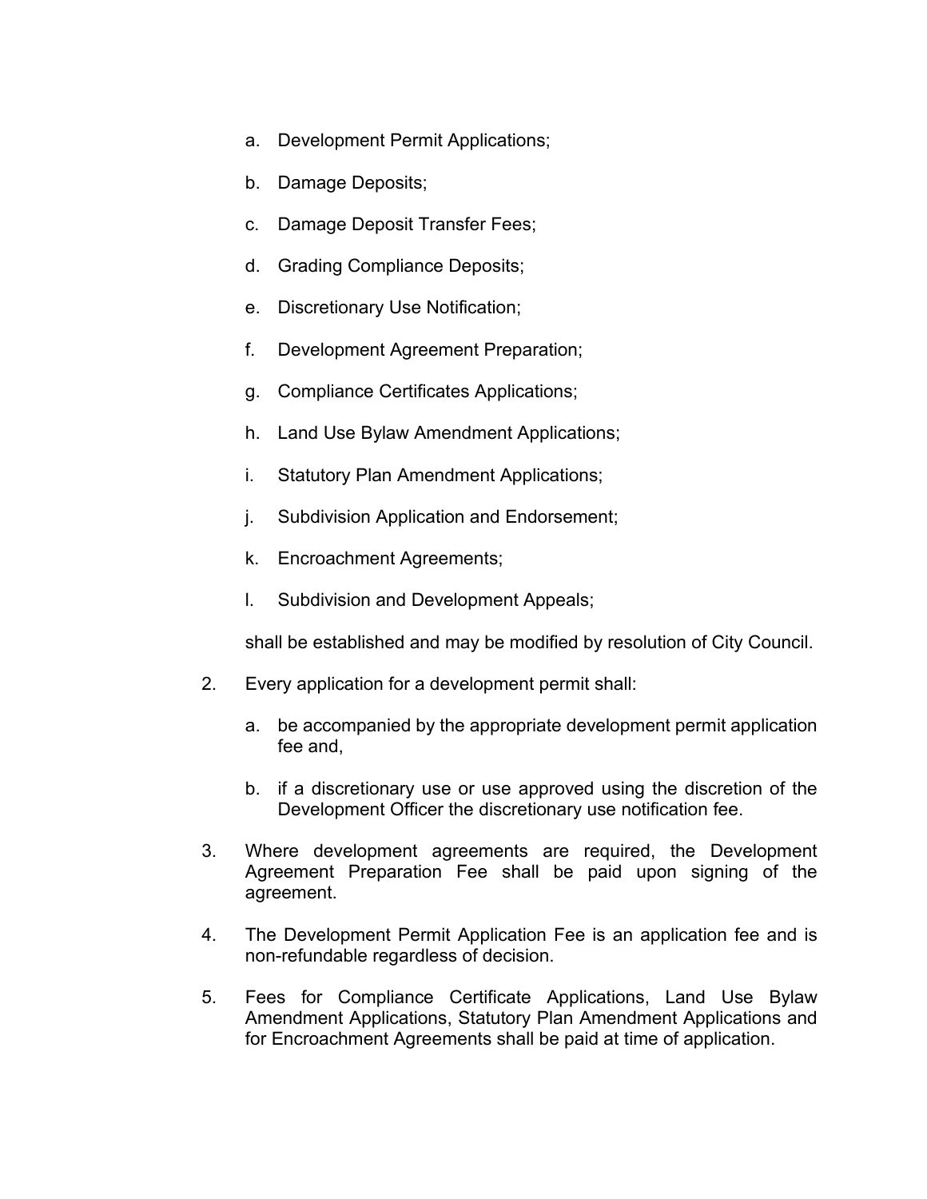a. Development Permit Applications;

b. Damage Deposits;

c. Damage Deposit Transfer Fees;

d. Grading Compliance Deposits;

e. Discretionary Use Notification;

f. Development Agreement Preparation;

g. Compliance Certificates Applications;

h. Land Use Bylaw Amendment Applications;

i. Statutory Plan Amendment Applications;

j. Subdivision Application and Endorsement;

k. Encroachment Agreements;

l. Subdivision and Development Appeals;

shall be established and may be modified by resolution of City Council.

2. Every application for a development permit shall:

   a. be accompanied by the appropriate development permit application fee and,

   b. if a discretionary use or use approved using the discretion of the Development Officer the discretionary use notification fee.

3. Where development agreements are required, the Development Agreement Preparation Fee shall be paid upon signing of the agreement.

4. The Development Permit Application Fee is an application fee and is non-refundable regardless of decision.

5. Fees for Compliance Certificate Applications, Land Use Bylaw Amendment Applications, Statutory Plan Amendment Applications and for Encroachment Agreements shall be paid at time of application.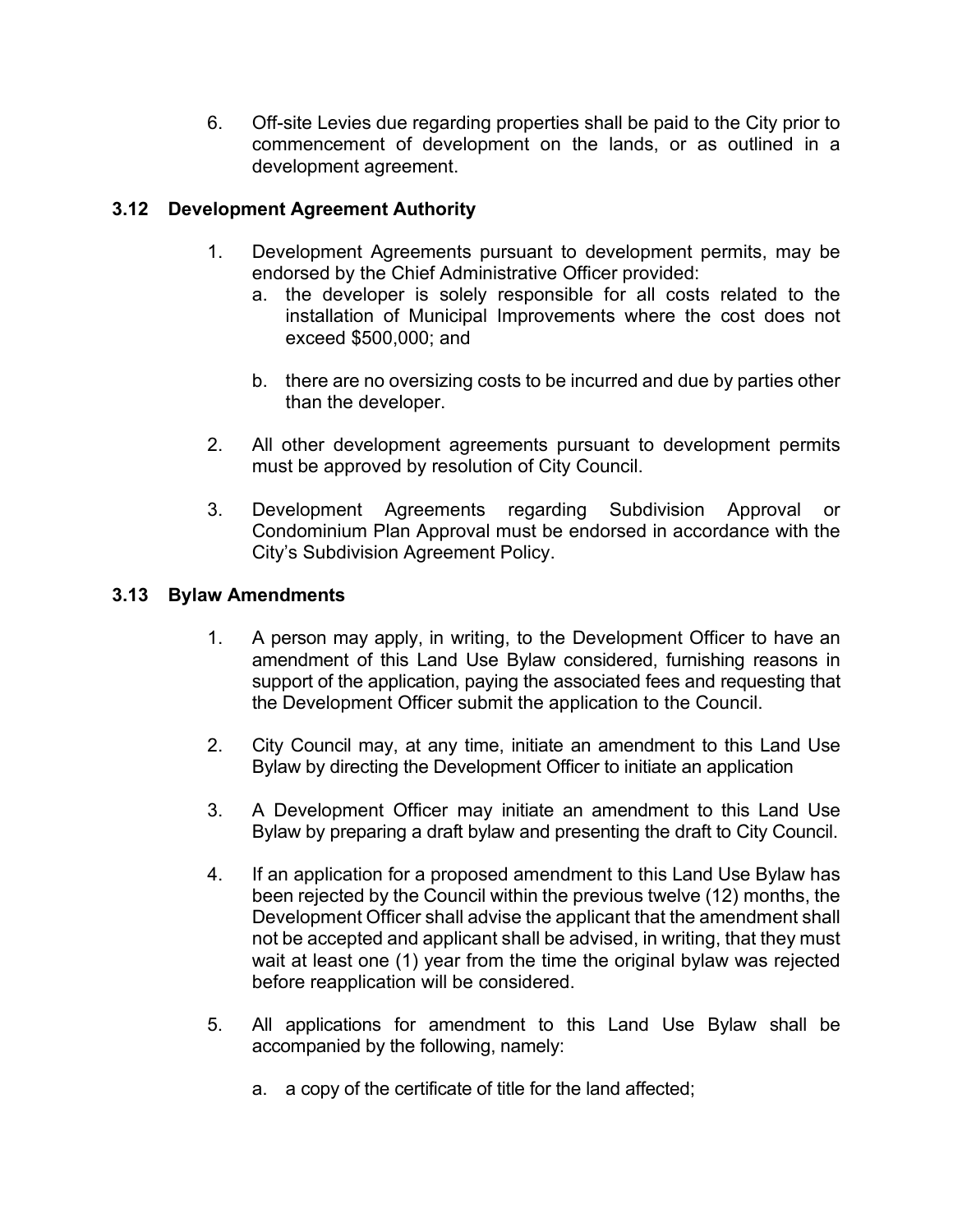6. Off-site Levies due regarding properties shall be paid to the City prior to commencement of development on the lands, or as outlined in a development agreement.

### 3.12 Development Agreement Authority

1. Development Agreements pursuant to development permits, may be endorsed by the Chief Administrative Officer provided:
   a. the developer is solely responsible for all costs related to the installation of Municipal Improvements where the cost does not exceed $500,000; and

   b. there are no oversizing costs to be incurred and due by parties other than the developer.

2. All other development agreements pursuant to development permits must be approved by resolution of City Council.

3. Development Agreements regarding Subdivision Approval or Condominium Plan Approval must be endorsed in accordance with the City's Subdivision Agreement Policy.

### 3.13 Bylaw Amendments

1. A person may apply, in writing, to the Development Officer to have an amendment of this Land Use Bylaw considered, furnishing reasons in support of the application, paying the associated fees and requesting that the Development Officer submit the application to the Council.

2. City Council may, at any time, initiate an amendment to this Land Use Bylaw by directing the Development Officer to initiate an application

3. A Development Officer may initiate an amendment to this Land Use Bylaw by preparing a draft bylaw and presenting the draft to City Council.

4. If an application for a proposed amendment to this Land Use Bylaw has been rejected by the Council within the previous twelve (12) months, the Development Officer shall advise the applicant that the amendment shall not be accepted and applicant shall be advised, in writing, that they must wait at least one (1) year from the time the original bylaw was rejected before reapplication will be considered.

5. All applications for amendment to this Land Use Bylaw shall be accompanied by the following, namely:

   a. a copy of the certificate of title for the land affected;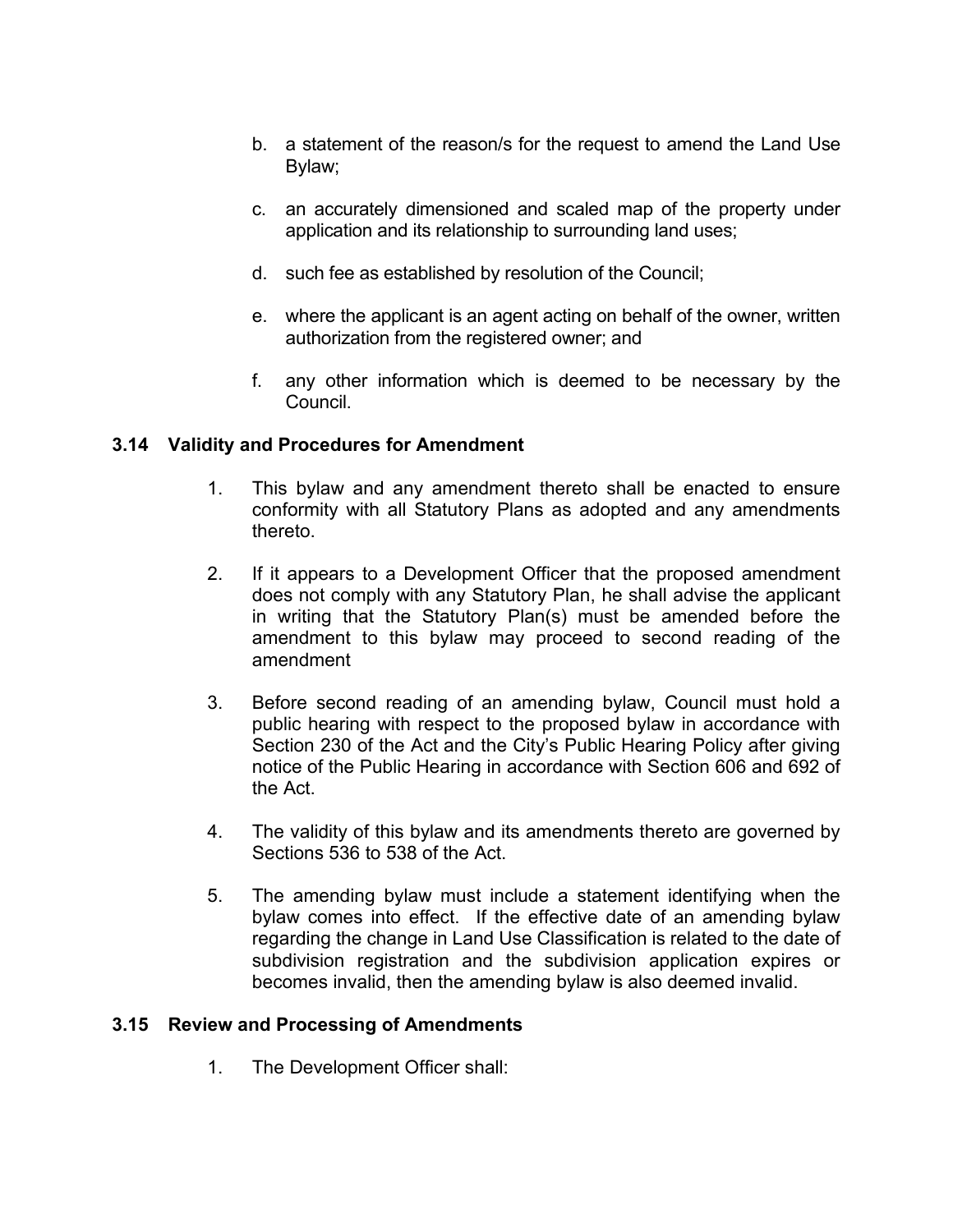b. a statement of the reason/s for the request to amend the Land Use Bylaw;

c. an accurately dimensioned and scaled map of the property under application and its relationship to surrounding land uses;

d. such fee as established by resolution of the Council;

e. where the applicant is an agent acting on behalf of the owner, written authorization from the registered owner; and

f. any other information which is deemed to be necessary by the Council.

### 3.14 Validity and Procedures for Amendment

1. This bylaw and any amendment thereto shall be enacted to ensure conformity with all Statutory Plans as adopted and any amendments thereto.

2. If it appears to a Development Officer that the proposed amendment does not comply with any Statutory Plan, he shall advise the applicant in writing that the Statutory Plan(s) must be amended before the amendment to this bylaw may proceed to second reading of the amendment

3. Before second reading of an amending bylaw, Council must hold a public hearing with respect to the proposed bylaw in accordance with Section 230 of the Act and the City's Public Hearing Policy after giving notice of the Public Hearing in accordance with Section 606 and 692 of the Act.

4. The validity of this bylaw and its amendments thereto are governed by Sections 536 to 538 of the Act.

5. The amending bylaw must include a statement identifying when the bylaw comes into effect. If the effective date of an amending bylaw regarding the change in Land Use Classification is related to the date of subdivision registration and the subdivision application expires or becomes invalid, then the amending bylaw is also deemed invalid.

### 3.15 Review and Processing of Amendments

1. The Development Officer shall: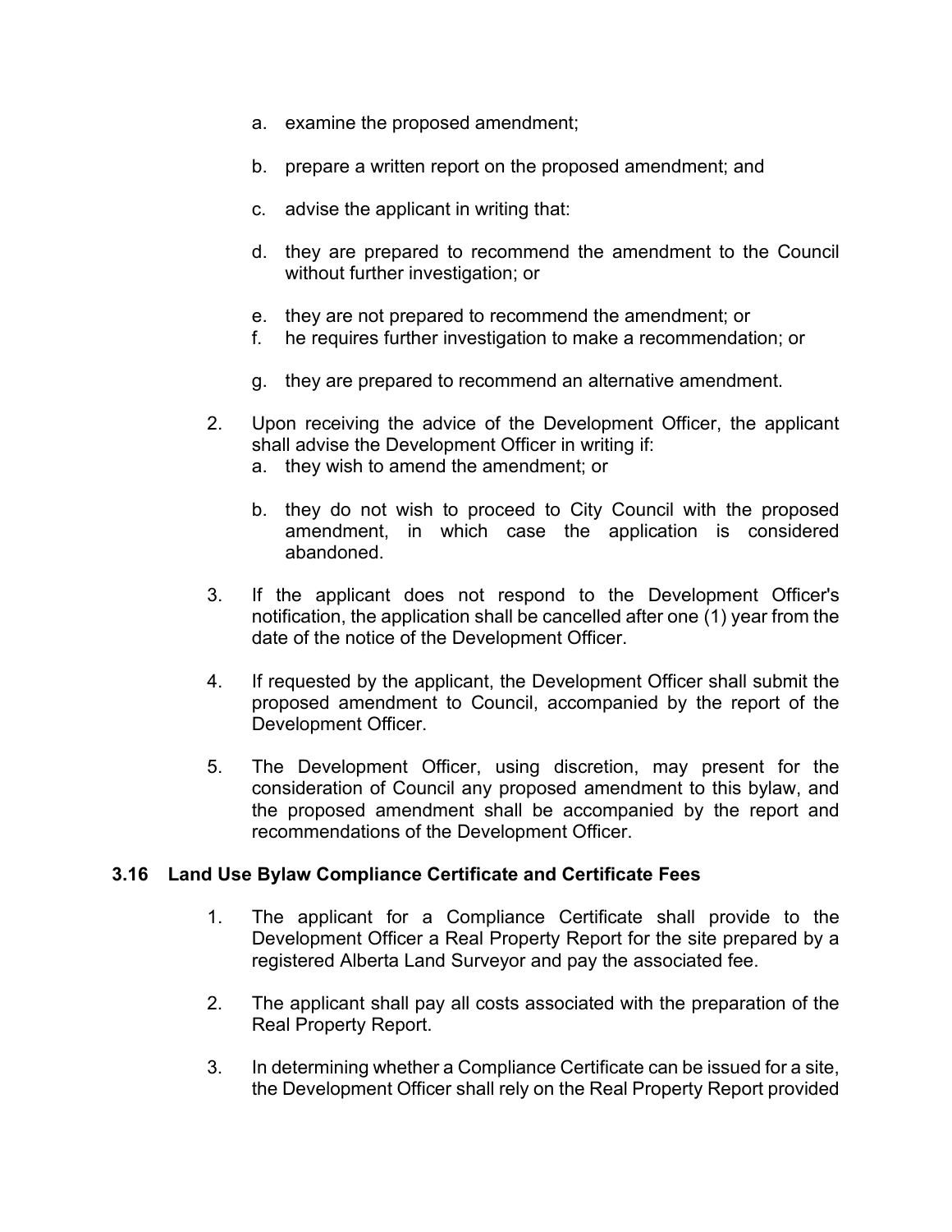a. examine the proposed amendment;

   b. prepare a written report on the proposed amendment; and

   c. advise the applicant in writing that:

   d. they are prepared to recommend the amendment to the Council without further investigation; or

   e. they are not prepared to recommend the amendment; or

   f. he requires further investigation to make a recommendation; or

   g. they are prepared to recommend an alternative amendment.

2. Upon receiving the advice of the Development Officer, the applicant shall advise the Development Officer in writing if:
   a. they wish to amend the amendment; or

   b. they do not wish to proceed to City Council with the proposed amendment, in which case the application is considered abandoned.

3. If the applicant does not respond to the Development Officer's notification, the application shall be cancelled after one (1) year from the date of the notice of the Development Officer.

4. If requested by the applicant, the Development Officer shall submit the proposed amendment to Council, accompanied by the report of the Development Officer.

5. The Development Officer, using discretion, may present for the consideration of Council any proposed amendment to this bylaw, and the proposed amendment shall be accompanied by the report and recommendations of the Development Officer.

### 3.16 Land Use Bylaw Compliance Certificate and Certificate Fees

1. The applicant for a Compliance Certificate shall provide to the Development Officer a Real Property Report for the site prepared by a registered Alberta Land Surveyor and pay the associated fee.

2. The applicant shall pay all costs associated with the preparation of the Real Property Report.

3. In determining whether a Compliance Certificate can be issued for a site, the Development Officer shall rely on the Real Property Report provided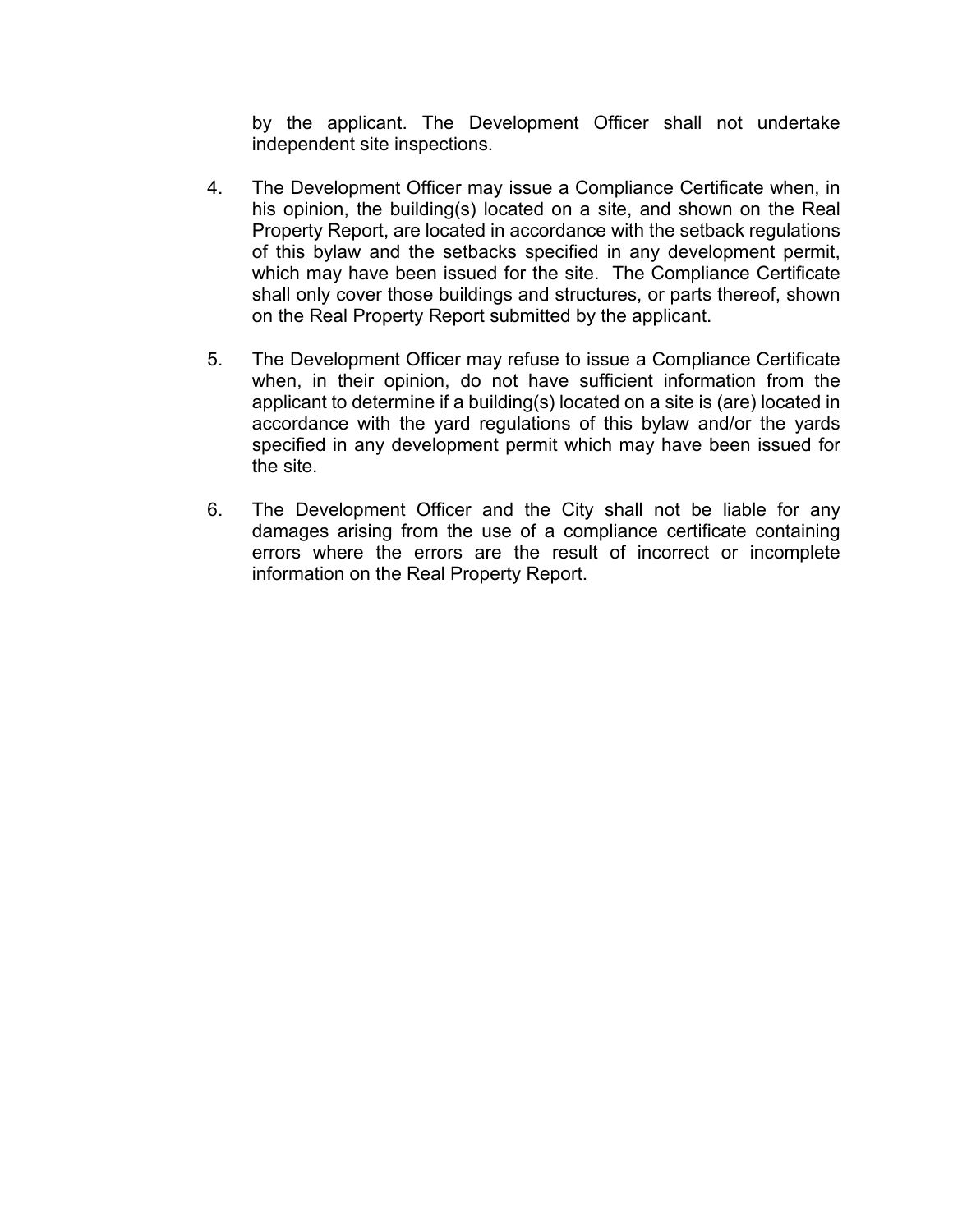by the applicant. The Development Officer shall not undertake independent site inspections.

4. The Development Officer may issue a Compliance Certificate when, in his opinion, the building(s) located on a site, and shown on the Real Property Report, are located in accordance with the setback regulations of this bylaw and the setbacks specified in any development permit, which may have been issued for the site. The Compliance Certificate shall only cover those buildings and structures, or parts thereof, shown on the Real Property Report submitted by the applicant.

5. The Development Officer may refuse to issue a Compliance Certificate when, in their opinion, do not have sufficient information from the applicant to determine if a building(s) located on a site is (are) located in accordance with the yard regulations of this bylaw and/or the yards specified in any development permit which may have been issued for the site.

6. The Development Officer and the City shall not be liable for any damages arising from the use of a compliance certificate containing errors where the errors are the result of incorrect or incomplete information on the Real Property Report.